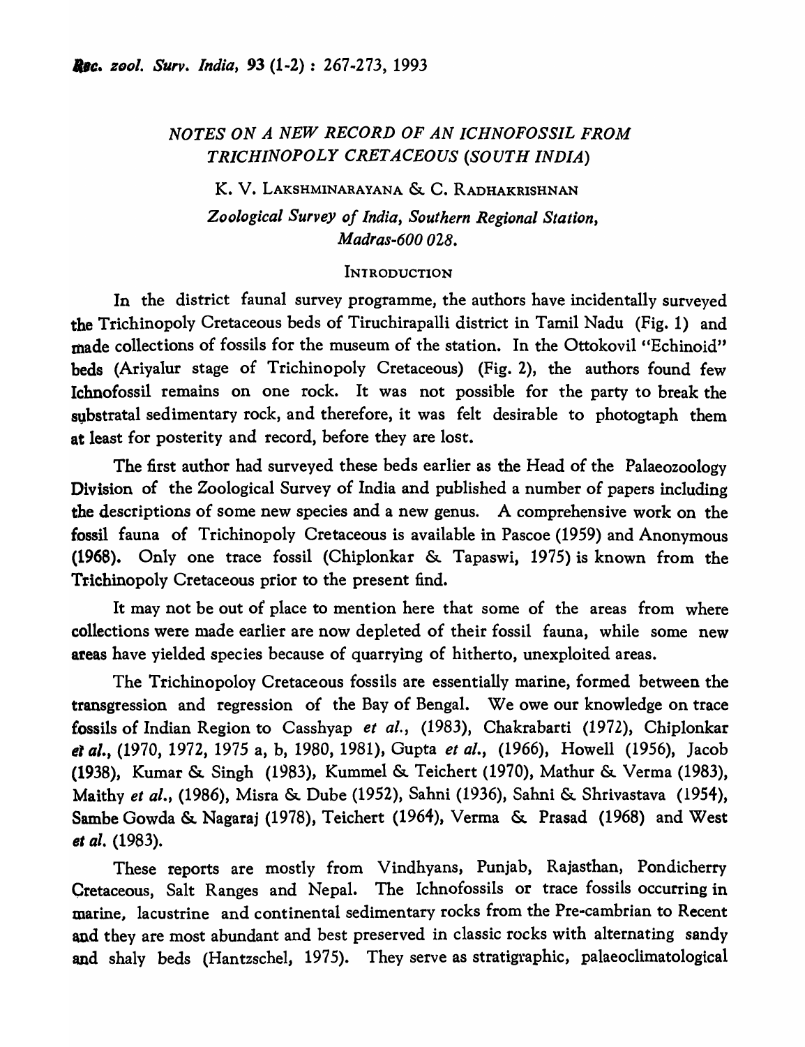# NOTES ON A NEW RECORD OF AN ICHNOFOSSIL FROM TRICHINOPOLY CRETACEOUS (SOUTH INDIA)

K. V. LAKSHMINARAYANA & C. RADHAKRISHNAN

*Zoological Survey of India, Southern Regional Station, Madras-600 028.*

## INTRODUCTION

In the district faunal survey programme, the authors have incidentally surveyed the Trichinopoly Cretaceous beds of Tiruchirapalli district in Tamil Nadu (Fig. 1) and made collections of fossils for the museum of the station. In the Ottokovil "Echinoid" beds (Ariyalur stage of Trichinopoly Cretaceous) (Fig. 2), the authors found few Ichnofossil remains on one rock. It was not possible for the party to break the substratal sedimentary rock, and therefore, it was felt desirable to photogtaph them at least for posterity and record, before they are lost.

The first author had surveyed these beds earlier as the Head of the Palaeozoology Division of the Zoological Survey of India and published a number of papers including the descriptions of some new species and a new genus. A comprehensive work on the fossil fauna of Trichinopoly Cretaceous is available in Pascoe (1959) and Anonymous (1968). Only one trace fossil (Chiplonkar & Tapaswi, 1975) is known from the Trichinopoly Cretaceous prior to the present find.

It may not be out of place to mention here that some of the areas from where collections were made earlier are now depleted of their fossil fauna, while some new areas have yielded species because of quarrying of hitherto, unexploited areas.

The Trichinopoloy Cretaceous fossils are essentially marine, formed between the transgression and regression of the Bay of Bengal. We owe our knowledge on trace fossils of Indian Region to Casshyap *et al.*, (1983), Chakrabarti (1972), Chiplonkar *et al.*, (1970, 1972, 1975 a, b, 1980, 1981), Gupta *et al.*, (1966), Howell (1956), Jacob (1938), Kumar & Singh (1983), Kummel & Teichert (1970), Mathur & Verma (1983), Maithy *et al.*, (1986), Misra & Dube (1952), Sahni (1936), Sahni & Shrivastava (1954), Sambe Gowda & Nagaraj (1978), Teichert (1964), Verma & Prasad (1968) and West *et al.* (1983).

These reports are mostly from Vindhyans, Punjab, Rajasthan, Pondicherry Cretaceous, Salt Ranges and Nepal. The Ichnofossils or trace fossils occurring in marine, lacustrine and continental sedimentary rocks from the Pre-cambrian to Recent and they are most abundant and best preserved in classic rocks with alternating sandy and shaly beds (Hantzschel, 1975). They serve as stratigraphic, palaeoclimatological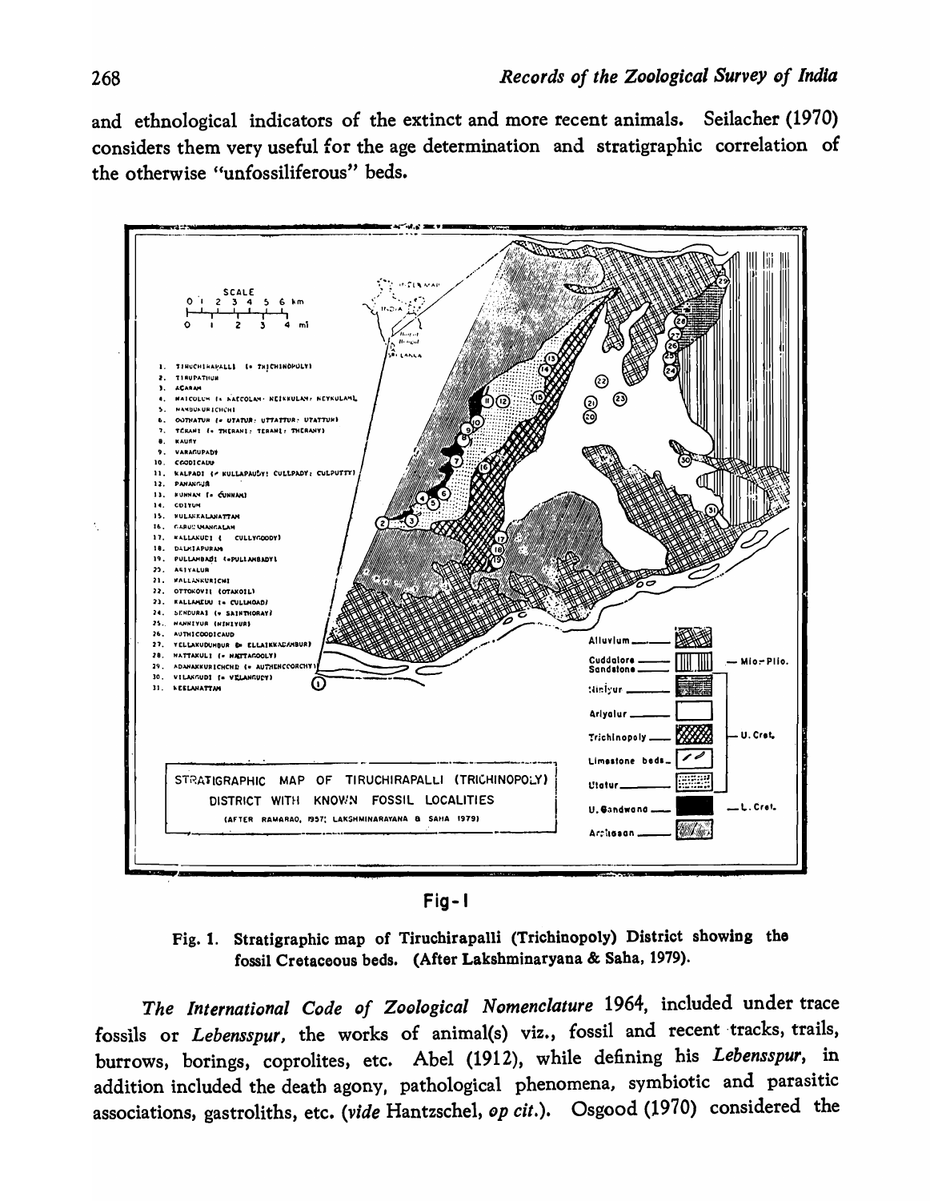and ethnological indicators of the extinct and more recent animals. Seilacher (1970) considers them very useful for the age determination and stratigraphic correlation of the otherwise "unfossiliferous" beds.

Fig-1

Fig. 1. Stratigraphic map of Tiruchirapalli (Trichinopoly) District showing the fossil Cretaceous beds. (After Lakshminaryana & Saha, 1979).

*The International Code of Zoological Nomenclature* 1964, included under trace fossils or *Lebensspur*, the works of animal(s) viz., fossil and recent tracks, trails, burrows, borings, coprolites, etc. Abel (1912), while defining his *Lebensspur*, in addition included the death agony, pathological phenomena, symbiotic and parasitic associations, gastroliths, etc. (*vide* Hantzschel, *op cit.*). Osgood (1970) considered the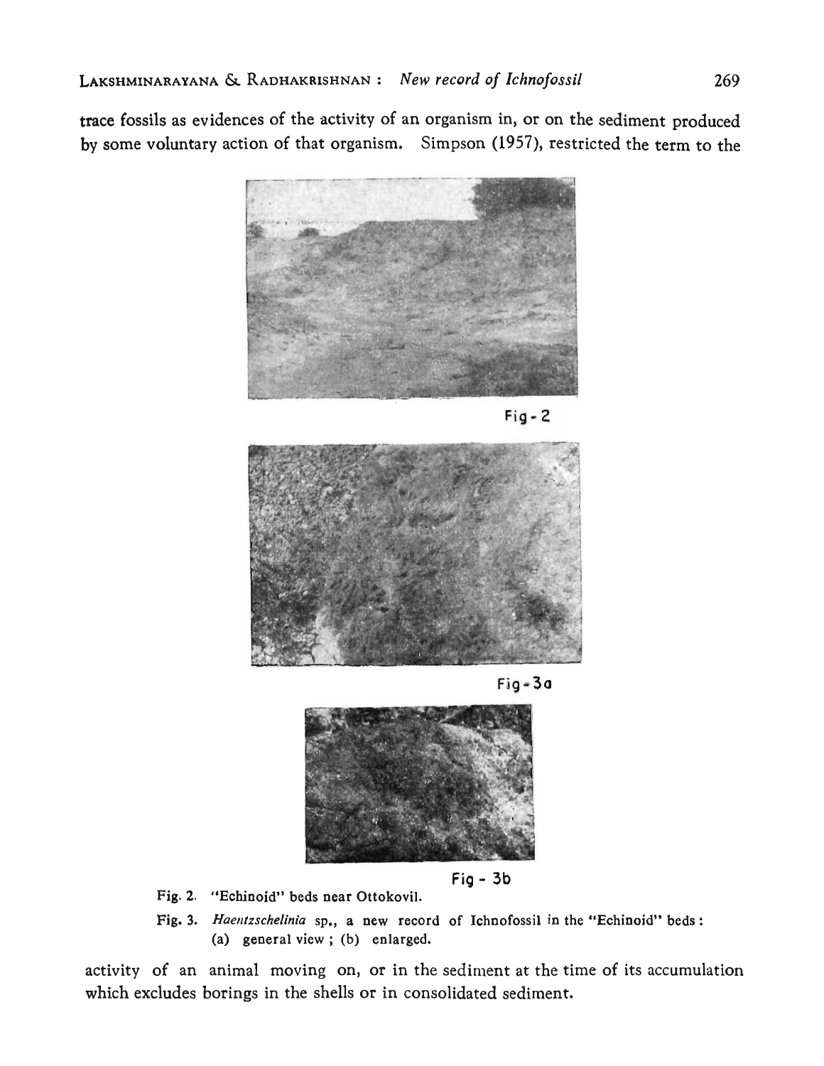trace fossils as evidences of the activity of an organism in, or on the sediment produced by some voluntary action of that organism. Simpson (1957), restricted the term to the

Fig - 2

Fig - 3a

Fig - 3b

Fig. 2. "Echinoid" beds near Ottokovil.

Fig. 3. *Haentzschelinia* sp., a new record of Ichnofossil in the "Echinoid" beds : (a) general view ; (b) enlarged.

activity of an animal moving on, or in the sediment at the time of its accumulation which excludes borings in the shells or in consolidated sediment.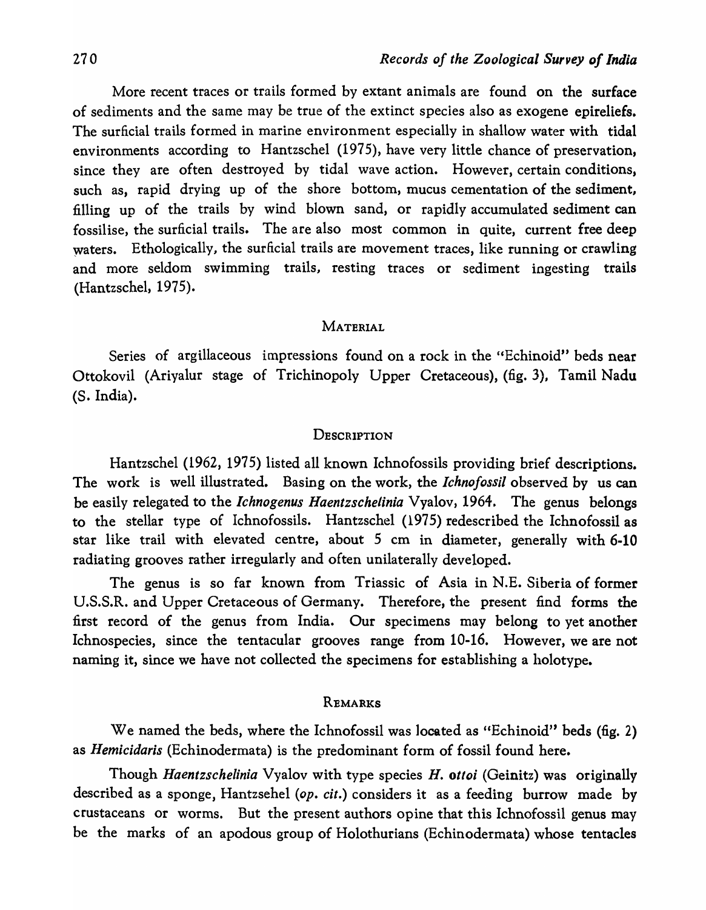More recent traces or trails formed by extant animals are found on the surface of sediments and the same may be true of the extinct species also as exogene epireliefs. The surficial trails formed in marine environment especially in shallow water with tidal environments according to Hantzschel (1975), have very little chance of preservation, since they are often destroyed by tidal wave action. However, certain conditions, such as, rapid drying up of the shore bottom, mucus cementation of the sediment, filling up of the trails by wind blown sand, or rapidly accumulated sediment can fossilise, the surficial trails. The are also most common in quite, current free deep waters. Ethologically, the surficial trails are movement traces, like running or crawling and more seldom swimming trails, resting traces or sediment ingesting trails (Hantzschel, 1975).

## MATERIAL

Series of argillaceous impressions found on a rock in the "Echinoid" beds near Ottokovil (Ariyalur stage of Trichinopoly Upper Cretaceous), (fig. 3), Tamil Nadu (S. India).

## DESCRIPTION

Hantzschel (1962, 1975) listed all known Ichnofossils providing brief descriptions. The work is well illustrated. Basing on the work, the *Ichnofossil* observed by us can be easily relegated to the *Ichnogenus Haentzschelinia* Vyalov, 1964. The genus belongs to the stellar type of Ichnofossils. Hantzschel (1975) redescribed the Ichnofossil as star like trail with elevated centre, about 5 cm in diameter, generally with 6-10 radiating grooves rather irregularly and often unilaterally developed.

The genus is so far known from Triassic of Asia in N.E. Siberia of former U.S.S.R. and Upper Cretaceous of Germany. Therefore, the present find forms the first record of the genus from India. Our specimens may belong to yet another Ichnospecies, since the tentacular grooves range from 10-16. However, we are not naming it, since we have not collected the specimens for establishing a holotype.

## REMARKS

We named the beds, where the Ichnofossil was located as "Echinoid" beds (fig. 2) as *Hemicidaris* (Echinodermata) is the predominant form of fossil found here.

Though *Haentzschelinia* Vyalov with type species *H. ottoi* (Geinitz) was originally described as a sponge, Hantzsehel (*op. cit.*) considers it as a feeding burrow made by crustaceans or worms. But the present authors opine that this Ichnofossil genus may be the marks of an apodous group of Holothurians (Echinodermata) whose tentacles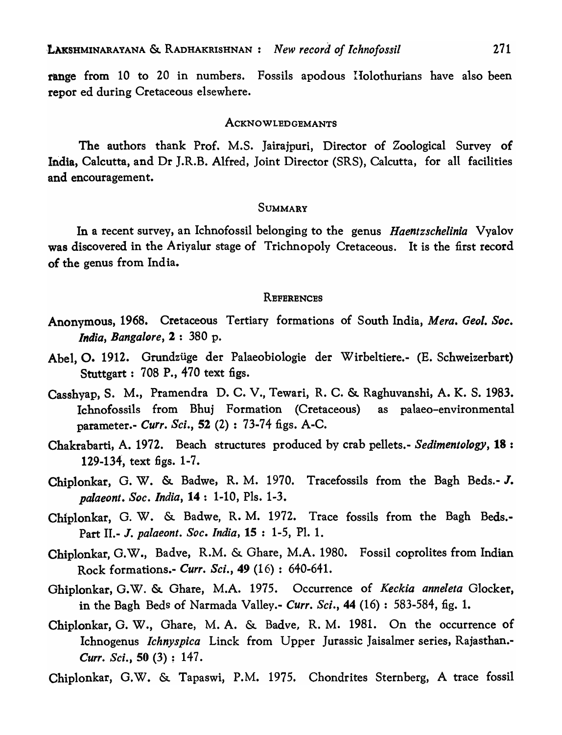range from 10 to 20 in numbers. Fossils apodous Holothurians have also been repor ed during Cretaceous elsewhere.

## ACKNOWLEDGEMANTS

The authors thank Prof. M.S. Jairajpuri, Director of Zoological Survey of India, Calcutta, and Dr J.R.B. Alfred, Joint Director (SRS), Calcutta, for all facilities and encouragement.

## SUMMARY

In a recent survey, an Ichnofossil belonging to the genus *Haentzschelinia* Vyalov was discovered in the Ariyalur stage of Trichnopoly Cretaceous. It is the first record of the genus from India.

## REFERENCES

Anonymous, 1968. Cretaceous Tertiary formations of South India, *Mera. Geol. Soc. India, Bangalore*, **2** : 380 p.

Abel, O. 1912. Grundzüge der Palaeobiologie der Wirbeltiere.- (E. Schweizerbart) Stuttgart : 708 P., 470 text figs.

Casshyap, S. M., Pramendra D. C. V., Tewari, R. C. & Raghuvanshi, A. K. S. 1983. Ichnofossils from Bhuj Formation (Cretaceous) as palaeo-environmental parameter.- *Curr. Sci.*, **52** (2) : 73-74 figs. A-C.

Chakrabarti, A. 1972. Beach structures produced by crab pellets.- *Sedimentology*, **18** : 129-134, text figs. 1-7.

Chiplonkar, G. W. & Badwe, R. M. 1970. Tracefossils from the Bagh Beds.- *J. palaeont. Soc. India*, **14** : 1-10, Pls. 1-3.

Chiplonkar, G. W. & Badwe, R. M. 1972. Trace fossils from the Bagh Beds.- Part II.- *J. palaeont. Soc. India*, **15** : 1-5, Pl. 1.

Chiplonkar, G.W., Badve, R.M. & Ghare, M.A. 1980. Fossil coprolites from Indian Rock formations.- *Curr. Sci.*, **49** (16) : 640-641.

Ghiplonkar, G.W. & Ghare, M.A. 1975. Occurrence of *Keckia anneleta* Glocker, in the Bagh Beds of Narmada Valley.- *Curr. Sci.*, **44** (16) : 583-584, fig. 1.

Chiplonkar, G. W., Ghare, M. A. & Badve, R. M. 1981. On the occurrence of Ichnogenus *Ichnyspica* Linck from Upper Jurassic Jaisalmer series, Rajasthan.- *Curr. Sci.*, **50** (3) : 147.

Chiplonkar, G.W. & Tapaswi, P.M. 1975. Chondrites Sternberg, A trace fossil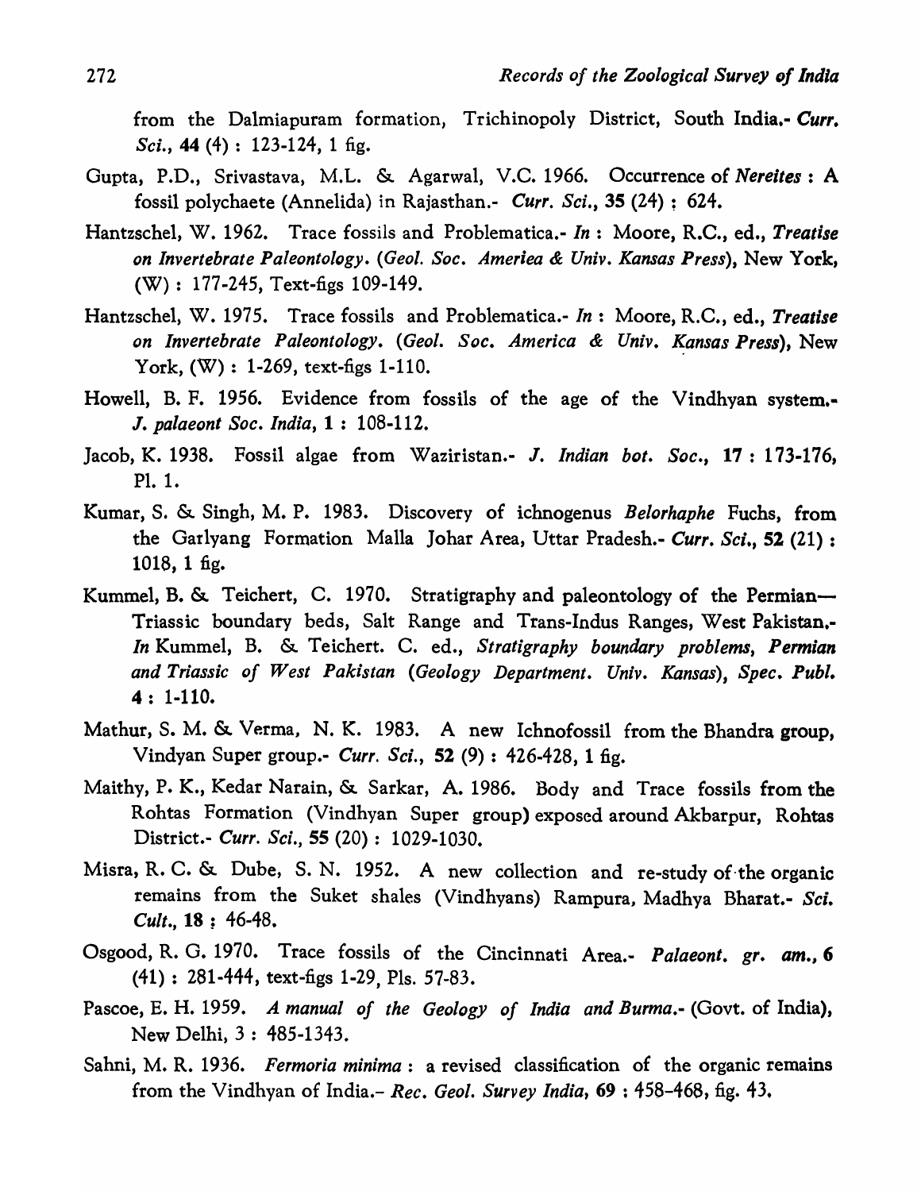from the Dalmiapuram formation, Trichinopoly District, South India.- *Curr. Sci.*, **44** (4) : 123-124, 1 fig.

Gupta, P.D., Srivastava, M.L. & Agarwal, V.C. 1966. Occurrence of *Nereites* : A fossil polychaete (Annelida) in Rajasthan.- *Curr. Sci.*, **35** (24) : 624.

Hantzschel, W. 1962. Trace fossils and Problematica.- *In* : Moore, R.C., ed., *Treatise on Invertebrate Paleontology*. (*Geol. Soc. Ameriea & Univ. Kansas Press*), New York, (W) : 177-245, Text-figs 109-149.

Hantzschel, W. 1975. Trace fossils and Problematica.- *In* : Moore, R.C., ed., *Treatise on Invertebrate Paleontology*. (*Geol. Soc. America & Univ. Kansas Press*), New York, (W) : 1-269, text-figs 1-110.

Howell, B. F. 1956. Evidence from fossils of the age of the Vindhyan system.- *J. palaeont Soc. India*, **1** : 108-112.

Jacob, K. 1938. Fossil algae from Waziristan.- *J. Indian bot. Soc.*, **17** : 173-176, Pl. 1.

Kumar, S. & Singh, M. P. 1983. Discovery of ichnogenus *Belorhaphe* Fuchs, from the Garlyang Formation Malla Johar Area, Uttar Pradesh.- *Curr. Sci.*, **52** (21) : 1018, 1 fig.

Kummel, B. & Teichert, C. 1970. Stratigraphy and paleontology of the Permian—Triassic boundary beds, Salt Range and Trans-Indus Ranges, West Pakistan.- *In* Kummel, B. & Teichert. C. ed., *Stratigraphy boundary problems, Permian and Triassic of West Pakistan* (*Geology Department. Univ. Kansas*), *Spec. Publ.* **4** : 1-110.

Mathur, S. M. & Verma, N. K. 1983. A new Ichnofossil from the Bhandra group, Vindyan Super group.- *Curr. Sci.*, **52** (9) : 426-428, 1 fig.

Maithy, P. K., Kedar Narain, & Sarkar, A. 1986. Body and Trace fossils from the Rohtas Formation (Vindhyan Super group) exposed around Akbarpur, Rohtas District.- *Curr. Sci.*, **55** (20) : 1029-1030.

Misra, R. C. & Dube, S. N. 1952. A new collection and re-study of the organic remains from the Suket shales (Vindhyans) Rampura, Madhya Bharat.- *Sci. Cult.*, **18** : 46-48.

Osgood, R. G. 1970. Trace fossils of the Cincinnati Area.- *Palaeont. gr. am.*, **6** (41) : 281-444, text-figs 1-29, Pls. 57-83.

Pascoe, E. H. 1959. *A manual of the Geology of India and Burma*.- (Govt. of India), New Delhi, 3 : 485-1343.

Sahni, M. R. 1936. *Fermoria minima* : a revised classification of the organic remains from the Vindhyan of India.- *Rec. Geol. Survey India*, **69** : 458-468, fig. 43.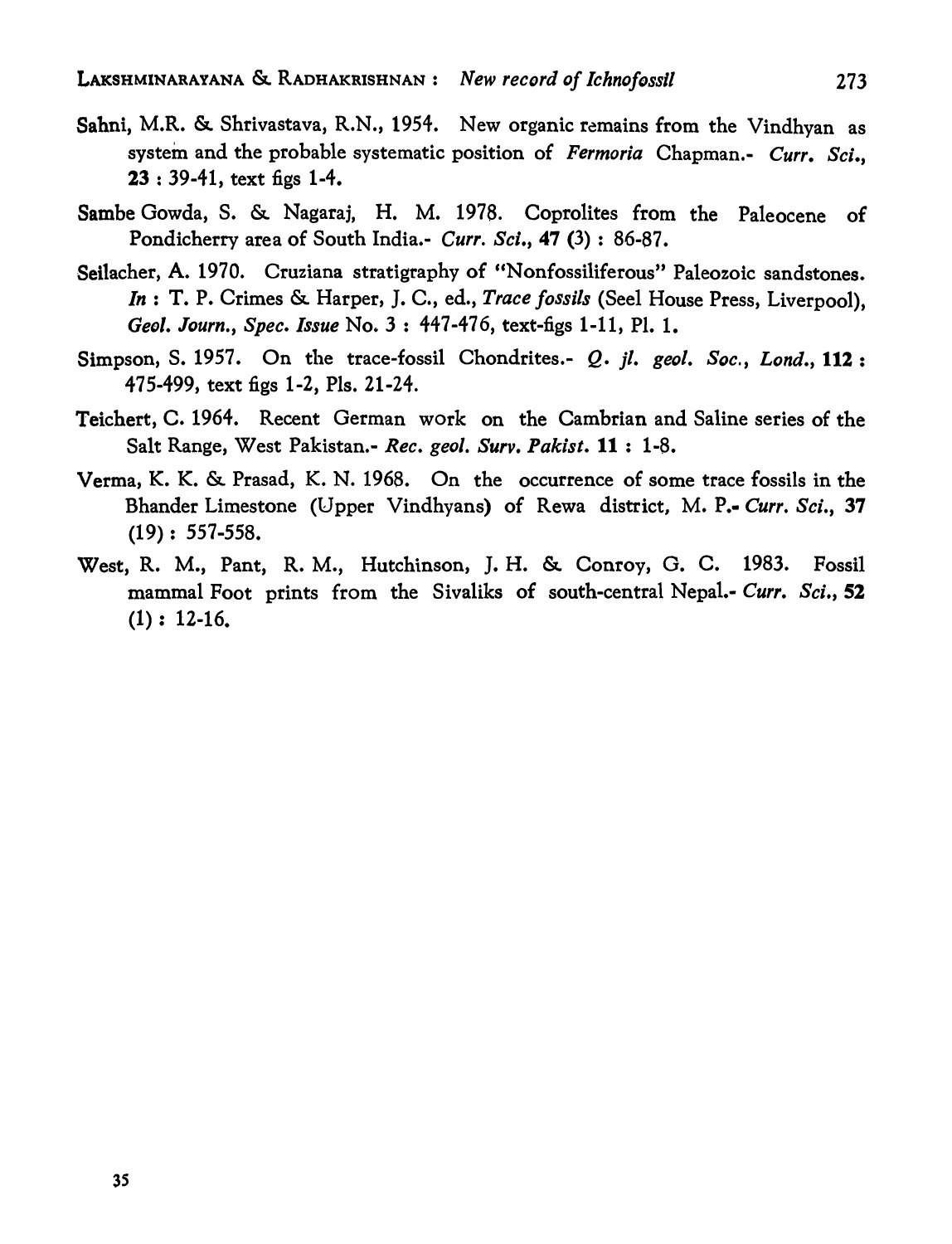Sahni, M.R. & Shrivastava, R.N., 1954. New organic remains from the Vindhyan as system and the probable systematic position of *Fermoria* Chapman.- *Curr. Sci.*, **23** : 39-41, text figs 1-4.

Sambe Gowda, S. & Nagaraj, H. M. 1978. Coprolites from the Paleocene of Pondicherry area of South India.- *Curr. Sci.*, **47** (3) : 86-87.

Seilacher, A. 1970. Cruziana stratigraphy of "Nonfossiliferous" Paleozoic sandstones. *In* : T. P. Crimes & Harper, J. C., ed., *Trace fossils* (Seel House Press, Liverpool), *Geol. Journ., Spec. Issue* No. 3 : 447-476, text-figs 1-11, Pl. 1.

Simpson, S. 1957. On the trace-fossil Chondrites.- *Q. jl. geol. Soc., Lond.*, **112** : 475-499, text figs 1-2, Pls. 21-24.

Teichert, C. 1964. Recent German work on the Cambrian and Saline series of the Salt Range, West Pakistan.- *Rec. geol. Surv. Pakist.* **11** : 1-8.

Verma, K. K. & Prasad, K. N. 1968. On the occurrence of some trace fossils in the Bhander Limestone (Upper Vindhyans) of Rewa district, M. P.- *Curr. Sci.*, **37** (19) : 557-558.

West, R. M., Pant, R. M., Hutchinson, J. H. & Conroy, G. C. 1983. Fossil mammal Foot prints from the Sivaliks of south-central Nepal.- *Curr. Sci.*, **52** (1) : 12-16.